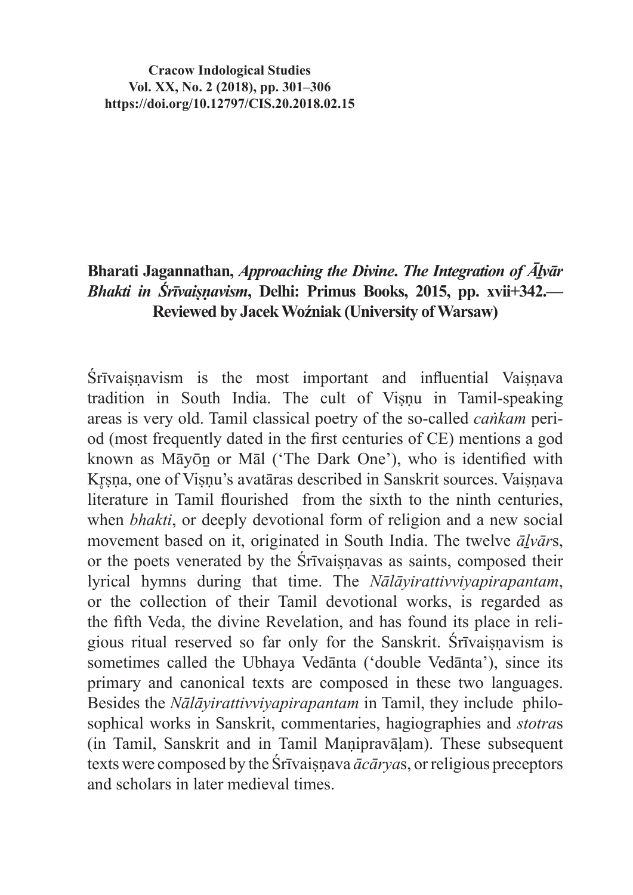Cracow Indological Studies
Vol. XX, No. 2 (2018), pp. 301–306
https://doi.org/10.12797/CIS.20.2018.02.15

**Bharati Jagannathan,** ***Approaching the Divine. The Integration of Āḻvār Bhakti in Śrīvaiṣṇavism*****, Delhi: Primus Books, 2015, pp. xvii+342.— Reviewed by Jacek Woźniak (University of Warsaw)**

Śrīvaiṣṇavism is the most important and influential Vaiṣṇava tradition in South India. The cult of Viṣṇu in Tamil-speaking areas is very old. Tamil classical poetry of the so-called *caṅkam* period (most frequently dated in the first centuries of CE) mentions a god known as Māyōṉ or Māl ('The Dark One'), who is identified with Kṛṣṇa, one of Viṣṇu's avatāras described in Sanskrit sources. Vaiṣṇava literature in Tamil flourished from the sixth to the ninth centuries, when *bhakti*, or deeply devotional form of religion and a new social movement based on it, originated in South India. The twelve *āḻvār*s, or the poets venerated by the Śrīvaiṣṇavas as saints, composed their lyrical hymns during that time. The *Nālāyirattivviyapirapantam*, or the collection of their Tamil devotional works, is regarded as the fifth Veda, the divine Revelation, and has found its place in religious ritual reserved so far only for the Sanskrit. Śrīvaiṣṇavism is sometimes called the Ubhaya Vedānta ('double Vedānta'), since its primary and canonical texts are composed in these two languages. Besides the *Nālāyirattivviyapirapantam* in Tamil, they include philosophical works in Sanskrit, commentaries, hagiographies and *stotra*s (in Tamil, Sanskrit and in Tamil Maṇipravāḷam). These subsequent texts were composed by the Śrīvaiṣṇava *ācārya*s, or religious preceptors and scholars in later medieval times.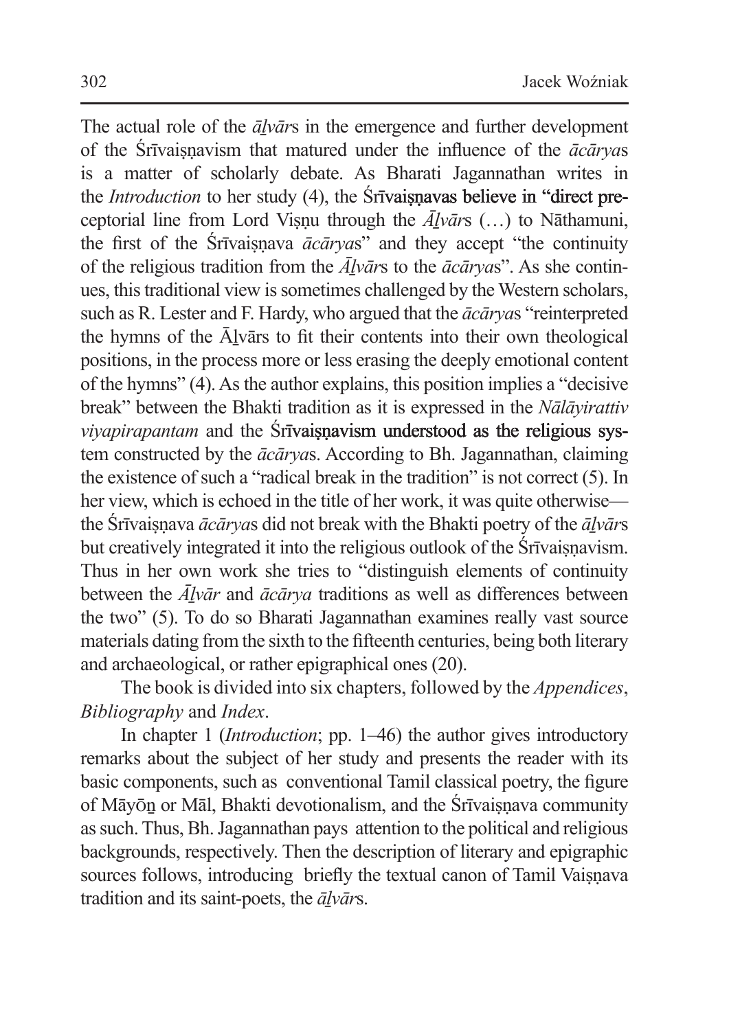The actual role of the *āḻvār*s in the emergence and further development of the Śrīvaiṣṇavism that matured under the influence of the *ācārya*s is a matter of scholarly debate. As Bharati Jagannathan writes in the *Introduction* to her study (4), the Śrīvaiṣṇavas believe in "direct preceptorial line from Lord Viṣṇu through the *Āḻvār*s (…) to Nāthamuni, the first of the Śrīvaiṣṇava *ācārya*s" and they accept "the continuity of the religious tradition from the *Āḻvār*s to the *ācārya*s". As she continues, this traditional view is sometimes challenged by the Western scholars, such as R. Lester and F. Hardy, who argued that the *ācārya*s "reinterpreted the hymns of the Āḻvārs to fit their contents into their own theological positions, in the process more or less erasing the deeply emotional content of the hymns" (4). As the author explains, this position implies a "decisive break" between the Bhakti tradition as it is expressed in the *Nālāyirattiv viyapirapantam* and the Śrīvaiṣṇavism understood as the religious system constructed by the *ācārya*s. According to Bh. Jagannathan, claiming the existence of such a "radical break in the tradition" is not correct (5). In her view, which is echoed in the title of her work, it was quite otherwise—the Śrīvaiṣṇava *ācārya*s did not break with the Bhakti poetry of the *āḻvār*s but creatively integrated it into the religious outlook of the Śrīvaiṣṇavism. Thus in her own work she tries to "distinguish elements of continuity between the *Āḻvār* and *ācārya* traditions as well as differences between the two" (5). To do so Bharati Jagannathan examines really vast source materials dating from the sixth to the fifteenth centuries, being both literary and archaeological, or rather epigraphical ones (20).

The book is divided into six chapters, followed by the *Appendices*, *Bibliography* and *Index*.

In chapter 1 (*Introduction*; pp. 1–46) the author gives introductory remarks about the subject of her study and presents the reader with its basic components, such as conventional Tamil classical poetry, the figure of Māyōṉ or Māl, Bhakti devotionalism, and the Śrīvaiṣṇava community as such. Thus, Bh. Jagannathan pays attention to the political and religious backgrounds, respectively. Then the description of literary and epigraphic sources follows, introducing briefly the textual canon of Tamil Vaiṣṇava tradition and its saint-poets, the *āḻvār*s.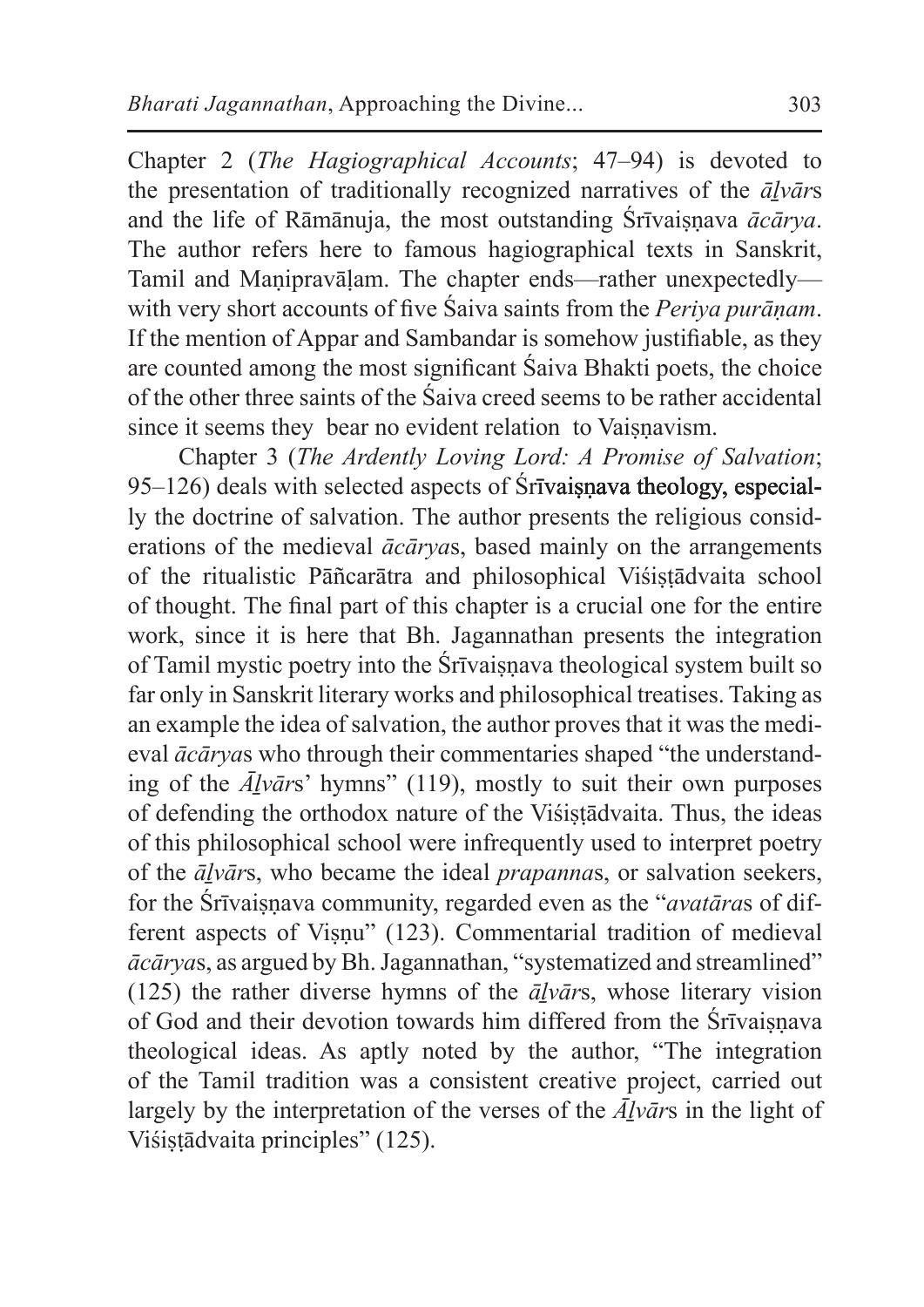Chapter 2 (*The Hagiographical Accounts*; 47–94) is devoted to the presentation of traditionally recognized narratives of the *āḻvār*s and the life of Rāmānuja, the most outstanding Śrīvaiṣṇava *ācārya*. The author refers here to famous hagiographical texts in Sanskrit, Tamil and Maṇipravāḷam. The chapter ends—rather unexpectedly—with very short accounts of five Śaiva saints from the *Periya purāṇam*. If the mention of Appar and Sambandar is somehow justifiable, as they are counted among the most significant Śaiva Bhakti poets, the choice of the other three saints of the Śaiva creed seems to be rather accidental since it seems they bear no evident relation to Vaiṣṇavism.

Chapter 3 (*The Ardently Loving Lord: A Promise of Salvation*; 95–126) deals with selected aspects of Śrīvaiṣṇava theology, especially the doctrine of salvation. The author presents the religious considerations of the medieval *ācārya*s, based mainly on the arrangements of the ritualistic Pāñcarātra and philosophical Viśiṣṭādvaita school of thought. The final part of this chapter is a crucial one for the entire work, since it is here that Bh. Jagannathan presents the integration of Tamil mystic poetry into the Śrīvaiṣṇava theological system built so far only in Sanskrit literary works and philosophical treatises. Taking as an example the idea of salvation, the author proves that it was the medieval *ācārya*s who through their commentaries shaped "the understanding of the *Āḻvār*s' hymns" (119), mostly to suit their own purposes of defending the orthodox nature of the Viśiṣṭādvaita. Thus, the ideas of this philosophical school were infrequently used to interpret poetry of the *āḻvār*s, who became the ideal *prapanna*s, or salvation seekers, for the Śrīvaiṣṇava community, regarded even as the "*avatāra*s of different aspects of Viṣṇu" (123). Commentarial tradition of medieval *ācārya*s, as argued by Bh. Jagannathan, "systematized and streamlined" (125) the rather diverse hymns of the *āḻvār*s, whose literary vision of God and their devotion towards him differed from the Śrīvaiṣṇava theological ideas. As aptly noted by the author, "The integration of the Tamil tradition was a consistent creative project, carried out largely by the interpretation of the verses of the *Āḻvār*s in the light of Viśiṣṭādvaita principles" (125).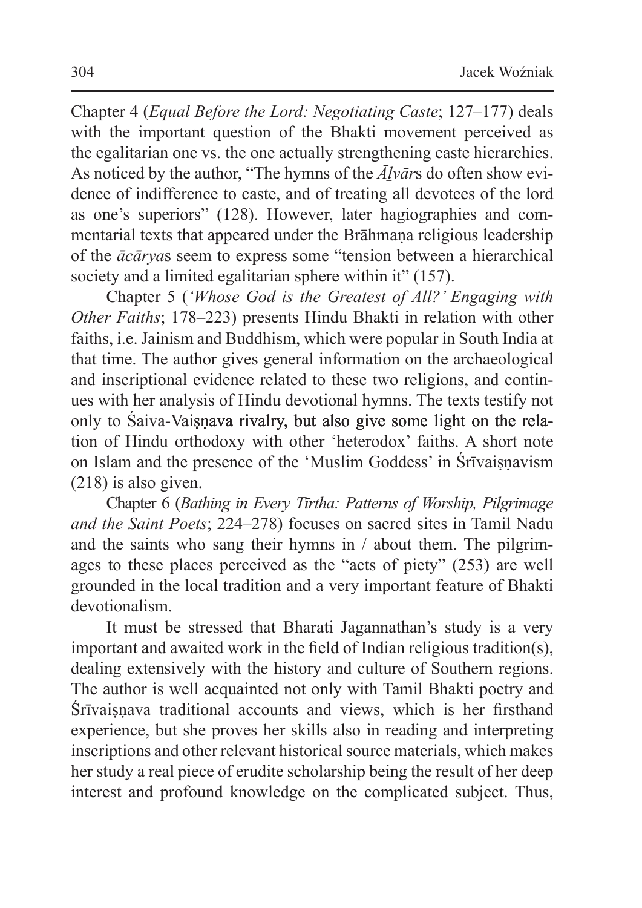Chapter 4 (*Equal Before the Lord: Negotiating Caste*; 127–177) deals with the important question of the Bhakti movement perceived as the egalitarian one vs. the one actually strengthening caste hierarchies. As noticed by the author, "The hymns of the *Āḻvār*s do often show evidence of indifference to caste, and of treating all devotees of the lord as one's superiors" (128). However, later hagiographies and commentarial texts that appeared under the Brāhmaṇa religious leadership of the *ācārya*s seem to express some "tension between a hierarchical society and a limited egalitarian sphere within it" (157).

Chapter 5 (*'Whose God is the Greatest of All?' Engaging with Other Faiths*; 178–223) presents Hindu Bhakti in relation with other faiths, i.e. Jainism and Buddhism, which were popular in South India at that time. The author gives general information on the archaeological and inscriptional evidence related to these two religions, and continues with her analysis of Hindu devotional hymns. The texts testify not only to Śaiva-Vaiṣṇava rivalry, but also give some light on the relation of Hindu orthodoxy with other 'heterodox' faiths. A short note on Islam and the presence of the 'Muslim Goddess' in Śrīvaiṣṇavism (218) is also given.

Chapter 6 (*Bathing in Every Tīrtha: Patterns of Worship, Pilgrimage and the Saint Poets*; 224–278) focuses on sacred sites in Tamil Nadu and the saints who sang their hymns in / about them. The pilgrimages to these places perceived as the "acts of piety" (253) are well grounded in the local tradition and a very important feature of Bhakti devotionalism.

It must be stressed that Bharati Jagannathan's study is a very important and awaited work in the field of Indian religious tradition(s), dealing extensively with the history and culture of Southern regions. The author is well acquainted not only with Tamil Bhakti poetry and Śrīvaiṣṇava traditional accounts and views, which is her firsthand experience, but she proves her skills also in reading and interpreting inscriptions and other relevant historical source materials, which makes her study a real piece of erudite scholarship being the result of her deep interest and profound knowledge on the complicated subject. Thus,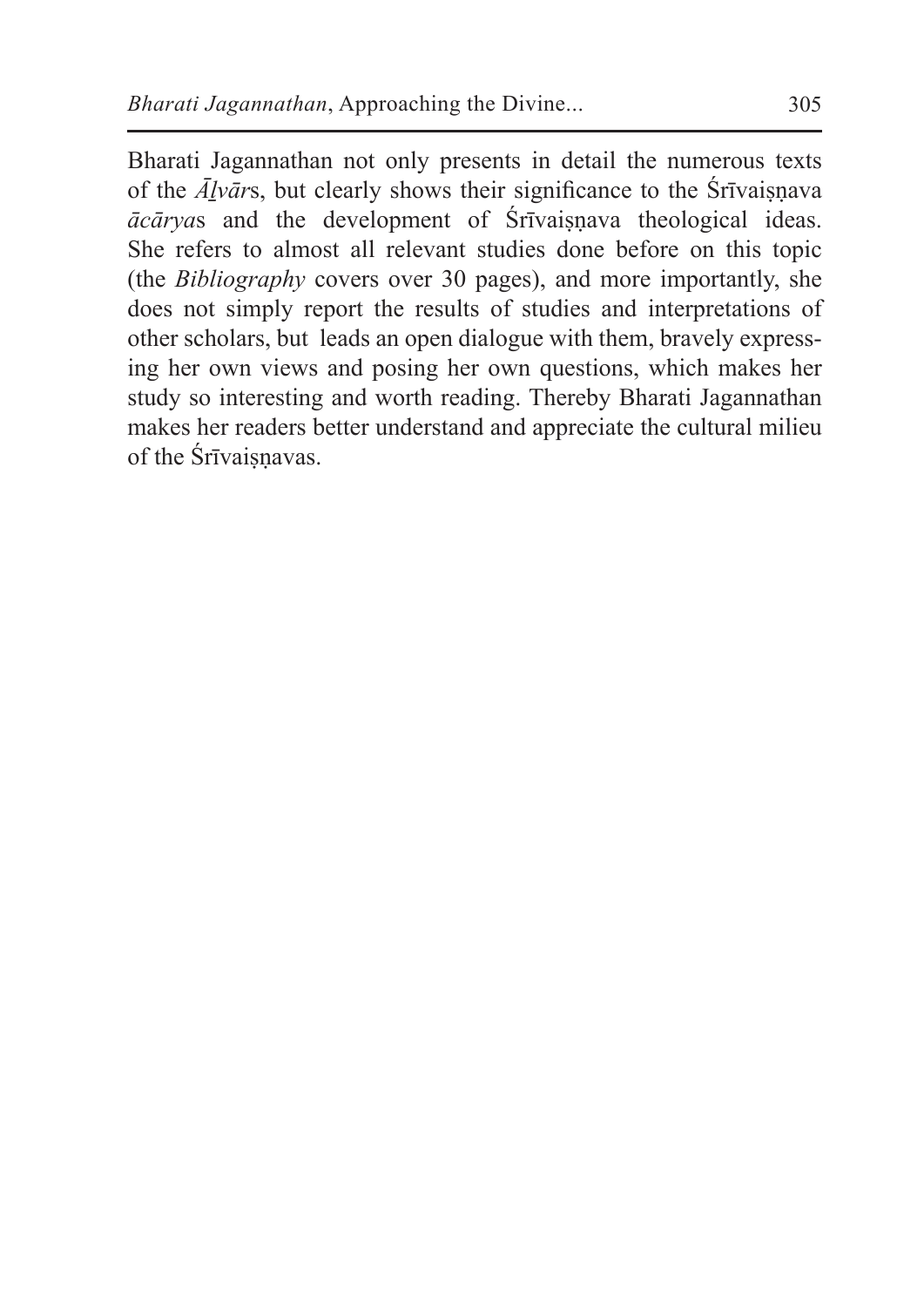Bharati Jagannathan not only presents in detail the numerous texts of the *Āḻvār*s, but clearly shows their significance to the Śrīvaiṣṇava *ācārya*s and the development of Śrīvaiṣṇava theological ideas. She refers to almost all relevant studies done before on this topic (the *Bibliography* covers over 30 pages), and more importantly, she does not simply report the results of studies and interpretations of other scholars, but leads an open dialogue with them, bravely expressing her own views and posing her own questions, which makes her study so interesting and worth reading. Thereby Bharati Jagannathan makes her readers better understand and appreciate the cultural milieu of the Śrīvaiṣṇavas.